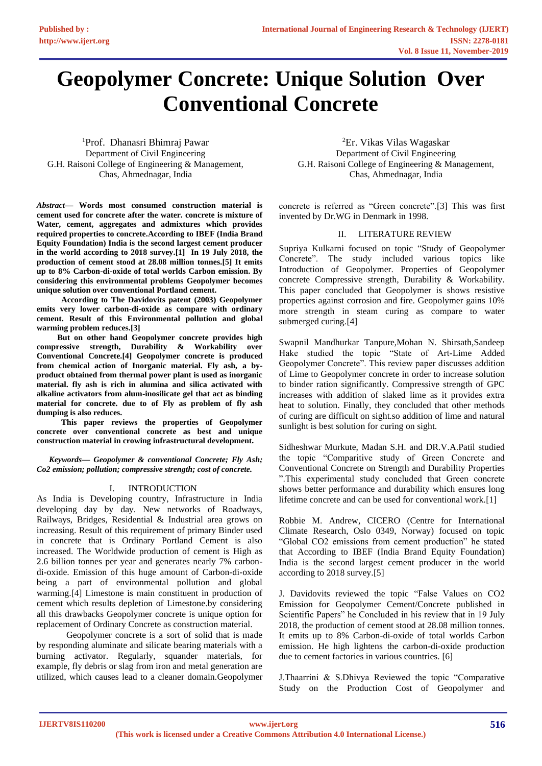# Geopolymer Concrete: Unique Solution Over Conventional Concrete

[1]Prof. Dhanasri Bhimraj Pawar
Department of Civil Engineering
G.H. Raisoni College of Engineering & Management,
Chas, Ahmednagar, India

[2]Er. Vikas Vilas Wagaskar
Department of Civil Engineering
G.H. Raisoni College of Engineering & Management,
Chas, Ahmednagar, India

***Abstract*— Words most consumed construction material is cement used for concrete after the water. concrete is mixture of Water, cement, aggregates and admixtures which provides required properties to concrete.According to IBEF (India Brand Equity Foundation) India is the second largest cement producer in the world according to 2018 survey.[1] In 19 July 2018, the production of cement stood at 28.08 million tonnes.[5] It emits up to 8% Carbon-di-oxide of total worlds Carbon emission. By considering this environmental problems Geopolymer becomes unique solution over conventional Portland cement.**

**According to The Davidovits patent (2003) Geopolymer emits very lower carbon-di-oxide as compare with ordinary cement. Result of this Environmental pollution and global warming problem reduces.[3]**

**But on other hand Geopolymer concrete provides high compressive strength, Durability & Workability over Conventional Concrete.[4] Geopolymer concrete is produced from chemical action of Inorganic material. Fly ash, a by-product obtained from thermal power plant is used as inorganic material. fly ash is rich in alumina and silica activated with alkaline activators from alum-inosilicate gel that act as binding material for concrete. due to of Fly as problem of fly ash dumping is also reduces.**

**This paper reviews the properties of Geopolymer concrete over conventional concrete as best and unique construction material in crowing infrastructural development.**

***Keywords— Geopolymer & conventional Concrete; Fly Ash; Co2 emission; pollution; compressive strength; cost of concrete.***

## I. INTRODUCTION

As India is Developing country, Infrastructure in India developing day by day. New networks of Roadways, Railways, Bridges, Residential & Industrial area grows on increasing. Result of this requirement of primary Binder used in concrete that is Ordinary Portland Cement is also increased. The Worldwide production of cement is High as 2.6 billion tonnes per year and generates nearly 7% carbon-di-oxide. Emission of this huge amount of Carbon-di-oxide being a part of environmental pollution and global warming.[4] Limestone is main constituent in production of cement which results depletion of Limestone.by considering all this drawbacks Geopolymer concrete is unique option for replacement of Ordinary Concrete as construction material.

Geopolymer concrete is a sort of solid that is made by responding aluminate and silicate bearing materials with a burning activator. Regularly, squander materials, for example, fly debris or slag from iron and metal generation are utilized, which causes lead to a cleaner domain.Geopolymer concrete is referred as "Green concrete".[3] This was first invented by Dr.WG in Denmark in 1998.

## II. LITERATURE REVIEW

Supriya Kulkarni focused on topic "Study of Geopolymer Concrete". The study included various topics like Introduction of Geopolymer. Properties of Geopolymer concrete Compressive strength, Durability & Workability. This paper concluded that Geopolymer is shows resistive properties against corrosion and fire. Geopolymer gains 10% more strength in steam curing as compare to water submerged curing.[4]

Swapnil Mandhurkar Tanpure,Mohan N. Shirsath,Sandeep Hake studied the topic "State of Art-Lime Added Geopolymer Concrete". This review paper discusses addition of Lime to Geopolymer concrete in order to increase solution to binder ration significantly. Compressive strength of GPC increases with addition of slaked lime as it provides extra heat to solution. Finally, they concluded that other methods of curing are difficult on sight.so addition of lime and natural sunlight is best solution for curing on sight.

Sidheshwar Murkute, Madan S.H. and DR.V.A.Patil studied the topic "Comparitive study of Green Concrete and Conventional Concrete on Strength and Durability Properties ".This experimental study concluded that Green concrete shows better performance and durability which ensures long lifetime concrete and can be used for conventional work.[1]

Robbie M. Andrew, CICERO (Centre for International Climate Research, Oslo 0349, Norway) focused on topic "Global CO2 emissions from cement production" he stated that According to IBEF (India Brand Equity Foundation) India is the second largest cement producer in the world according to 2018 survey.[5]

J. Davidovits reviewed the topic "False Values on CO2 Emission for Geopolymer Cement/Concrete published in Scientific Papers" he Concluded in his review that in 19 July 2018, the production of cement stood at 28.08 million tonnes. It emits up to 8% Carbon-di-oxide of total worlds Carbon emission. He high lightens the carbon-di-oxide production due to cement factories in various countries. [6]

J.Thaarrini & S.Dhivya Reviewed the topic "Comparative Study on the Production Cost of Geopolymer and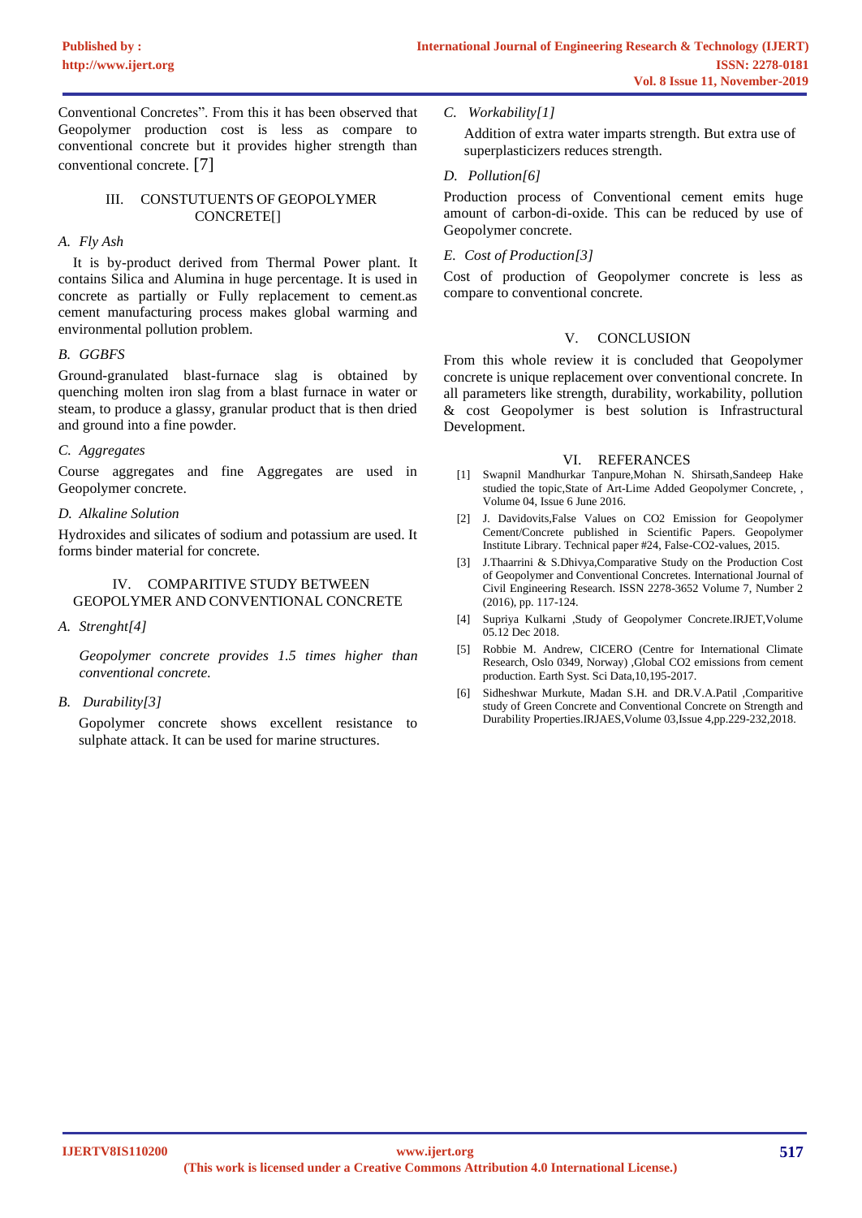Conventional Concretes". From this it has been observed that Geopolymer production cost is less as compare to conventional concrete but it provides higher strength than conventional concrete. [7]

## III. CONSTUTUENTS OF GEOPOLYMER CONCRETE[]

### A. Fly Ash

It is by-product derived from Thermal Power plant. It contains Silica and Alumina in huge percentage. It is used in concrete as partially or Fully replacement to cement.as cement manufacturing process makes global warming and environmental pollution problem.

### B. GGBFS

Ground-granulated blast-furnace slag is obtained by quenching molten iron slag from a blast furnace in water or steam, to produce a glassy, granular product that is then dried and ground into a fine powder.

### C. Aggregates

Course aggregates and fine Aggregates are used in Geopolymer concrete.

### D. Alkaline Solution

Hydroxides and silicates of sodium and potassium are used. It forms binder material for concrete.

## IV. COMPARITIVE STUDY BETWEEN GEOPOLYMER AND CONVENTIONAL CONCRETE

### A. Strenght[4]

*Geopolymer concrete provides 1.5 times higher than conventional concrete.*

### B. Durability[3]

Gopolymer concrete shows excellent resistance to sulphate attack. It can be used for marine structures.

### C. Workability[1]

Addition of extra water imparts strength. But extra use of superplasticizers reduces strength.

### D. Pollution[6]

Production process of Conventional cement emits huge amount of carbon-di-oxide. This can be reduced by use of Geopolymer concrete.

### E. Cost of Production[3]

Cost of production of Geopolymer concrete is less as compare to conventional concrete.

## V. CONCLUSION

From this whole review it is concluded that Geopolymer concrete is unique replacement over conventional concrete. In all parameters like strength, durability, workability, pollution & cost Geopolymer is best solution is Infrastructural Development.

## VI. REFERANCES

[1] Swapnil Mandhurkar Tanpure,Mohan N. Shirsath,Sandeep Hake studied the topic,State of Art-Lime Added Geopolymer Concrete, , Volume 04, Issue 6 June 2016.

[2] J. Davidovits,False Values on CO2 Emission for Geopolymer Cement/Concrete published in Scientific Papers. Geopolymer Institute Library. Technical paper #24, False-CO2-values, 2015.

[3] J.Thaarrini & S.Dhivya,Comparative Study on the Production Cost of Geopolymer and Conventional Concretes. International Journal of Civil Engineering Research. ISSN 2278-3652 Volume 7, Number 2 (2016), pp. 117-124.

[4] Supriya Kulkarni ,Study of Geopolymer Concrete.IRJET,Volume 05.12 Dec 2018.

[5] Robbie M. Andrew, CICERO (Centre for International Climate Research, Oslo 0349, Norway) ,Global CO2 emissions from cement production. Earth Syst. Sci Data,10,195-2017.

[6] Sidheshwar Murkute, Madan S.H. and DR.V.A.Patil ,Comparitive study of Green Concrete and Conventional Concrete on Strength and Durability Properties.IRJAES,Volume 03,Issue 4,pp.229-232,2018.